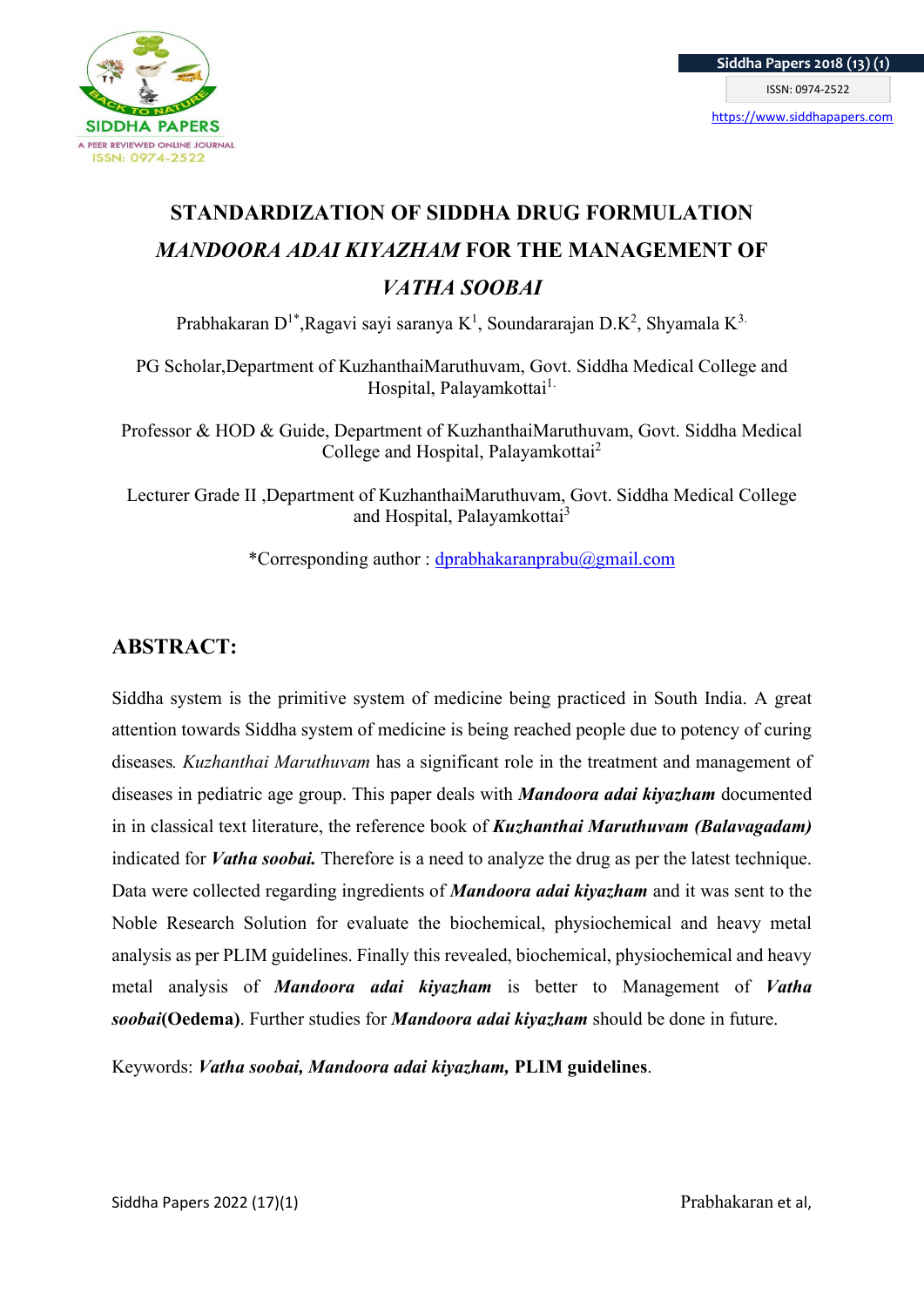# STANDARDIZATION OF SIDDHA DRUG FORMULATION *MANDOORA ADAI KIYAZHAM* FOR THE MANAGEMENT OF *VATHA SOOBAI*

Prabhakaran D[1*],Ragavi sayi saranya K[1], Soundararajan D.K[2], Shyamala K[3.]

PG Scholar,Department of KuzhanthaiMaruthuvam, Govt. Siddha Medical College and Hospital, Palayamkottai[1.]

Professor & HOD & Guide, Department of KuzhanthaiMaruthuvam, Govt. Siddha Medical College and Hospital, Palayamkottai[2]

Lecturer Grade II ,Department of KuzhanthaiMaruthuvam, Govt. Siddha Medical College and Hospital, Palayamkottai[3]

*Corresponding author : dprabhakaranprabu@gmail.com

## ABSTRACT:

Siddha system is the primitive system of medicine being practiced in South India. A great attention towards Siddha system of medicine is being reached people due to potency of curing diseases*. Kuzhanthai Maruthuvam* has a significant role in the treatment and management of diseases in pediatric age group. This paper deals with ***Mandoora adai kiyazham*** documented in in classical text literature, the reference book of ***Kuzhanthai Maruthuvam (Balavagadam)*** indicated for ***Vatha soobai.*** Therefore is a need to analyze the drug as per the latest technique. Data were collected regarding ingredients of ***Mandoora adai kiyazham*** and it was sent to the Noble Research Solution for evaluate the biochemical, physiochemical and heavy metal analysis as per PLIM guidelines. Finally this revealed, biochemical, physiochemical and heavy metal analysis of ***Mandoora adai kiyazham*** is better to Management of ***Vatha soobai*****(Oedema)**. Further studies for ***Mandoora adai kiyazham*** should be done in future.

Keywords: ***Vatha soobai, Mandoora adai kiyazham,*** **PLIM guidelines**.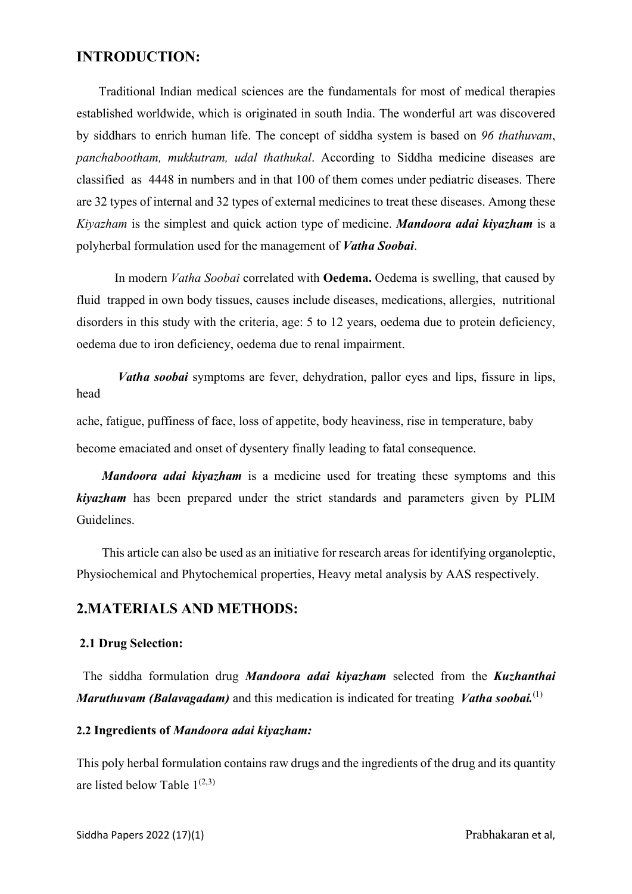## INTRODUCTION:

Traditional Indian medical sciences are the fundamentals for most of medical therapies established worldwide, which is originated in south India. The wonderful art was discovered by siddhars to enrich human life. The concept of siddha system is based on *96 thathuvam*, *panchabootham, mukkutram, udal thathukal*. According to Siddha medicine diseases are classified as 4448 in numbers and in that 100 of them comes under pediatric diseases. There are 32 types of internal and 32 types of external medicines to treat these diseases. Among these *Kiyazham* is the simplest and quick action type of medicine. ***Mandoora adai kiyazham*** is a polyherbal formulation used for the management of ***Vatha Soobai***.

In modern *Vatha Soobai* correlated with **Oedema.** Oedema is swelling, that caused by fluid trapped in own body tissues, causes include diseases, medications, allergies, nutritional disorders in this study with the criteria, age: 5 to 12 years, oedema due to protein deficiency, oedema due to iron deficiency, oedema due to renal impairment.

***Vatha soobai*** symptoms are fever, dehydration, pallor eyes and lips, fissure in lips, head ache, fatigue, puffiness of face, loss of appetite, body heaviness, rise in temperature, baby become emaciated and onset of dysentery finally leading to fatal consequence.

***Mandoora adai kiyazham*** is a medicine used for treating these symptoms and this ***kiyazham*** has been prepared under the strict standards and parameters given by PLIM Guidelines.

This article can also be used as an initiative for research areas for identifying organoleptic, Physiochemical and Phytochemical properties, Heavy metal analysis by AAS respectively.

## 2.MATERIALS AND METHODS:

### 2.1 Drug Selection:

The siddha formulation drug ***Mandoora adai kiyazham*** selected from the ***Kuzhanthai Maruthuvam (Balavagadam)*** and this medication is indicated for treating ***Vatha soobai.***[1]

### 2.2 Ingredients of *Mandoora adai kiyazham:*

This poly herbal formulation contains raw drugs and the ingredients of the drug and its quantity are listed below Table 1[2,3]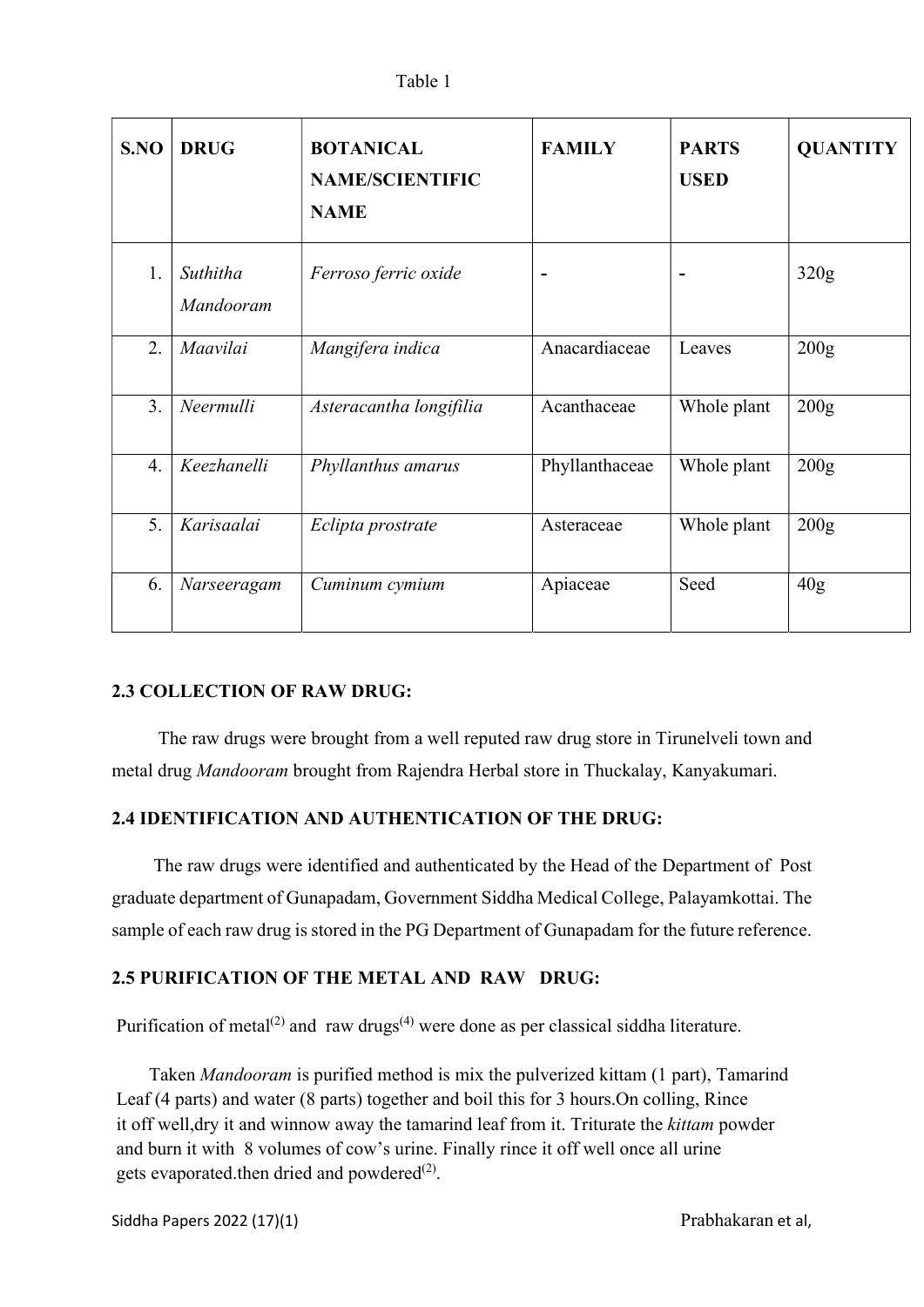Table 1

| S.NO | DRUG | BOTANICAL NAME/SCIENTIFIC NAME | FAMILY | PARTS USED | QUANTITY |
|---|---|---|---|---|---|
| 1. | *Suthitha Mandooram* | *Ferroso ferric oxide* | - | - | 320g |
| 2. | *Maavilai* | *Mangifera indica* | Anacardiaceae | Leaves | 200g |
| 3. | *Neermulli* | *Asteracantha longifilia* | Acanthaceae | Whole plant | 200g |
| 4. | *Keezhanelli* | *Phyllanthus amarus* | Phyllanthaceae | Whole plant | 200g |
| 5. | *Karisaalai* | *Eclipta prostrate* | Asteraceae | Whole plant | 200g |
| 6. | *Narseeragam* | *Cuminum cymium* | Apiaceae | Seed | 40g |

### 2.3 COLLECTION OF RAW DRUG:

The raw drugs were brought from a well reputed raw drug store in Tirunelveli town and metal drug *Mandooram* brought from Rajendra Herbal store in Thuckalay, Kanyakumari.

### 2.4 IDENTIFICATION AND AUTHENTICATION OF THE DRUG:

The raw drugs were identified and authenticated by the Head of the Department of Post graduate department of Gunapadam, Government Siddha Medical College, Palayamkottai. The sample of each raw drug is stored in the PG Department of Gunapadam for the future reference.

### 2.5 PURIFICATION OF THE METAL AND RAW DRUG:

Purification of metal[(2)] and raw drugs[(4)] were done as per classical siddha literature.

Taken *Mandooram* is purified method is mix the pulverized kittam (1 part), Tamarind Leaf (4 parts) and water (8 parts) together and boil this for 3 hours.On colling, Rince it off well,dry it and winnow away the tamarind leaf from it. Triturate the *kittam* powder and burn it with 8 volumes of cow's urine. Finally rince it off well once all urine gets evaporated.then dried and powdered[(2)].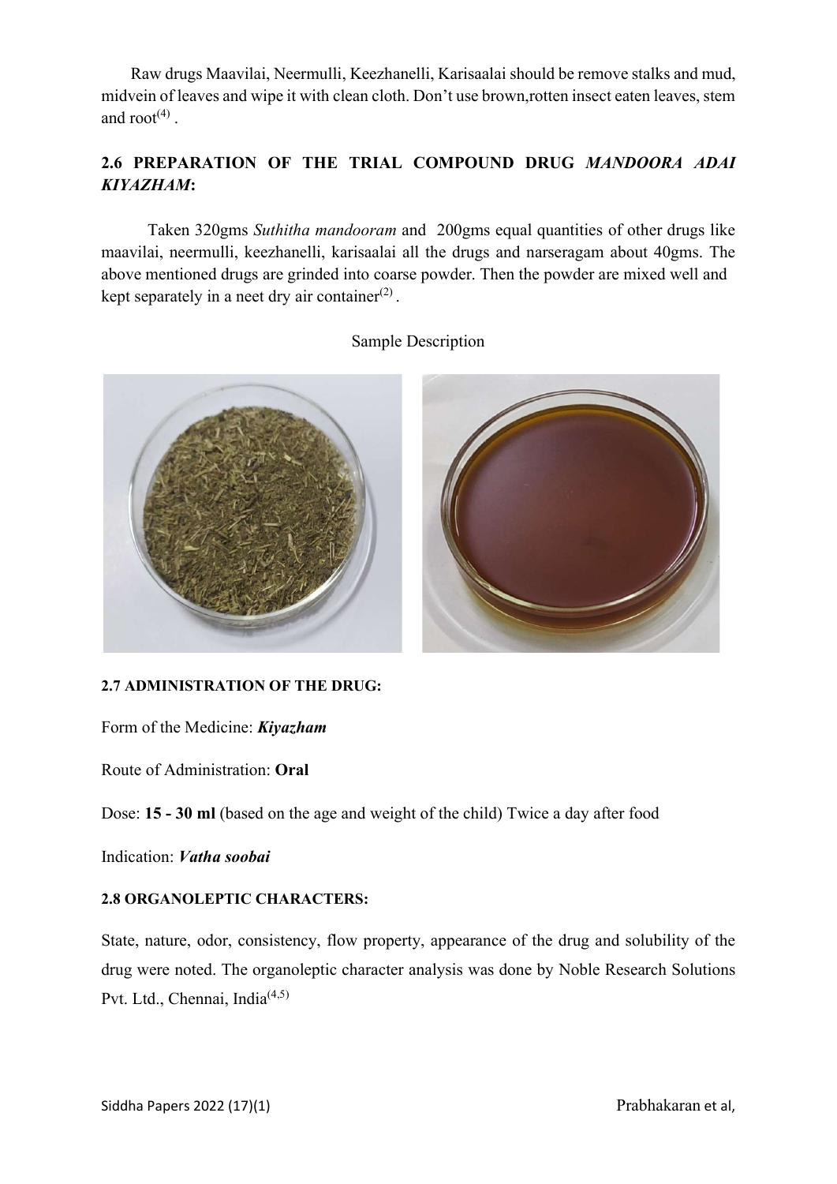Raw drugs Maavilai, Neermulli, Keezhanelli, Karisaalai should be remove stalks and mud, midvein of leaves and wipe it with clean cloth. Don't use brown,rotten insect eaten leaves, stem and root[4] .

## 2.6 PREPARATION OF THE TRIAL COMPOUND DRUG *MANDOORA ADAI KIYAZHAM*:

Taken 320gms *Suthitha mandooram* and 200gms equal quantities of other drugs like maavilai, neermulli, keezhanelli, karisaalai all the drugs and narseragam about 40gms. The above mentioned drugs are grinded into coarse powder. Then the powder are mixed well and kept separately in a neet dry air container[2] .

Sample Description

#### 2.7 ADMINISTRATION OF THE DRUG:

Form of the Medicine: ***Kiyazham***

Route of Administration: **Oral**

Dose: **15 - 30 ml** (based on the age and weight of the child) Twice a day after food

Indication: ***Vatha soobai***

#### 2.8 ORGANOLEPTIC CHARACTERS:

State, nature, odor, consistency, flow property, appearance of the drug and solubility of the drug were noted. The organoleptic character analysis was done by Noble Research Solutions Pvt. Ltd., Chennai, India[4,5]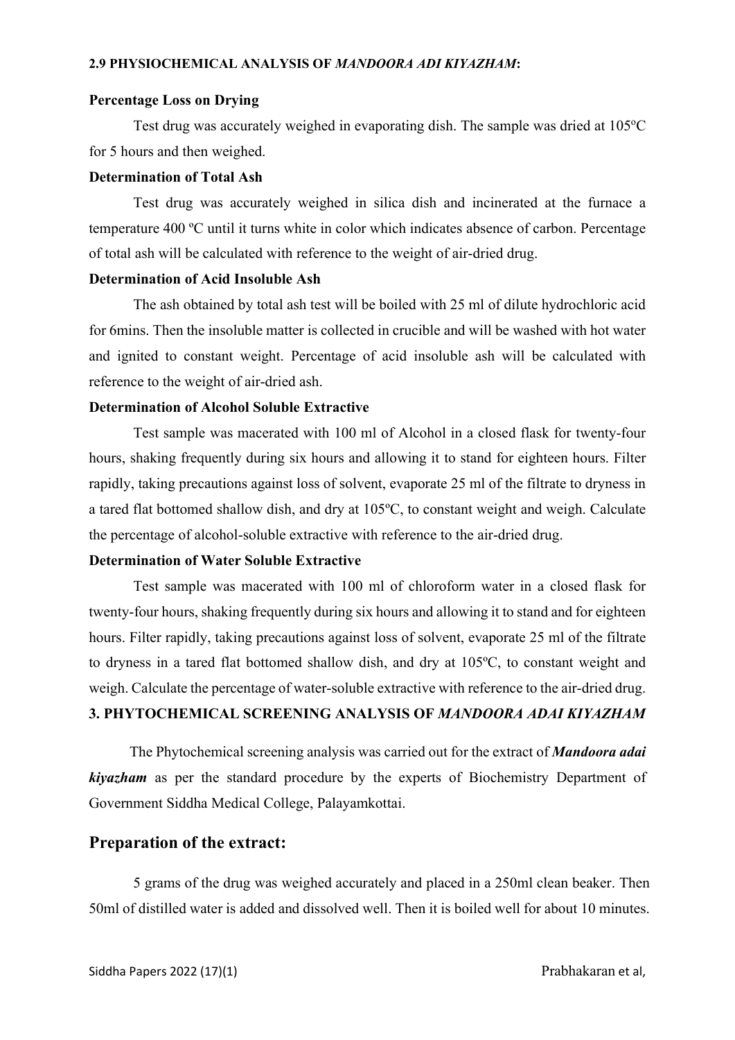### 2.9 PHYSIOCHEMICAL ANALYSIS OF *MANDOORA ADI KIYAZHAM*:

**Percentage Loss on Drying**

Test drug was accurately weighed in evaporating dish. The sample was dried at 105ºC for 5 hours and then weighed.

**Determination of Total Ash**

Test drug was accurately weighed in silica dish and incinerated at the furnace a temperature 400 ºC until it turns white in color which indicates absence of carbon. Percentage of total ash will be calculated with reference to the weight of air-dried drug.

**Determination of Acid Insoluble Ash**

The ash obtained by total ash test will be boiled with 25 ml of dilute hydrochloric acid for 6mins. Then the insoluble matter is collected in crucible and will be washed with hot water and ignited to constant weight. Percentage of acid insoluble ash will be calculated with reference to the weight of air-dried ash.

**Determination of Alcohol Soluble Extractive**

Test sample was macerated with 100 ml of Alcohol in a closed flask for twenty-four hours, shaking frequently during six hours and allowing it to stand for eighteen hours. Filter rapidly, taking precautions against loss of solvent, evaporate 25 ml of the filtrate to dryness in a tared flat bottomed shallow dish, and dry at 105ºC, to constant weight and weigh. Calculate the percentage of alcohol-soluble extractive with reference to the air-dried drug.

**Determination of Water Soluble Extractive**

Test sample was macerated with 100 ml of chloroform water in a closed flask for twenty-four hours, shaking frequently during six hours and allowing it to stand and for eighteen hours. Filter rapidly, taking precautions against loss of solvent, evaporate 25 ml of the filtrate to dryness in a tared flat bottomed shallow dish, and dry at 105ºC, to constant weight and weigh. Calculate the percentage of water-soluble extractive with reference to the air-dried drug.

### 3. PHYTOCHEMICAL SCREENING ANALYSIS OF *MANDOORA ADAI KIYAZHAM*

The Phytochemical screening analysis was carried out for the extract of ***Mandoora adai kiyazham*** as per the standard procedure by the experts of Biochemistry Department of Government Siddha Medical College, Palayamkottai.

## Preparation of the extract:

5 grams of the drug was weighed accurately and placed in a 250ml clean beaker. Then 50ml of distilled water is added and dissolved well. Then it is boiled well for about 10 minutes.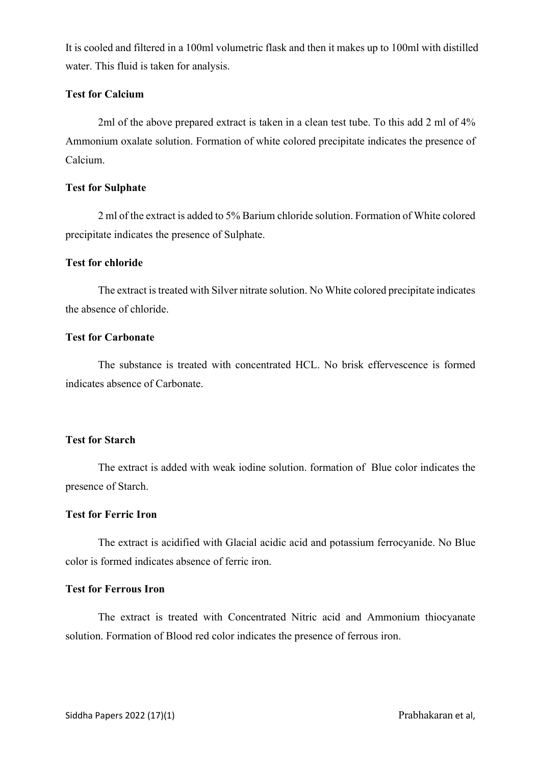It is cooled and filtered in a 100ml volumetric flask and then it makes up to 100ml with distilled water. This fluid is taken for analysis.

**Test for Calcium**

2ml of the above prepared extract is taken in a clean test tube. To this add 2 ml of 4% Ammonium oxalate solution. Formation of white colored precipitate indicates the presence of Calcium.

**Test for Sulphate**

2 ml of the extract is added to 5% Barium chloride solution. Formation of White colored precipitate indicates the presence of Sulphate.

**Test for chloride**

The extract is treated with Silver nitrate solution. No White colored precipitate indicates the absence of chloride.

**Test for Carbonate**

The substance is treated with concentrated HCL. No brisk effervescence is formed indicates absence of Carbonate.

**Test for Starch**

The extract is added with weak iodine solution. formation of Blue color indicates the presence of Starch.

**Test for Ferric Iron**

The extract is acidified with Glacial acidic acid and potassium ferrocyanide. No Blue color is formed indicates absence of ferric iron.

**Test for Ferrous Iron**

The extract is treated with Concentrated Nitric acid and Ammonium thiocyanate solution. Formation of Blood red color indicates the presence of ferrous iron.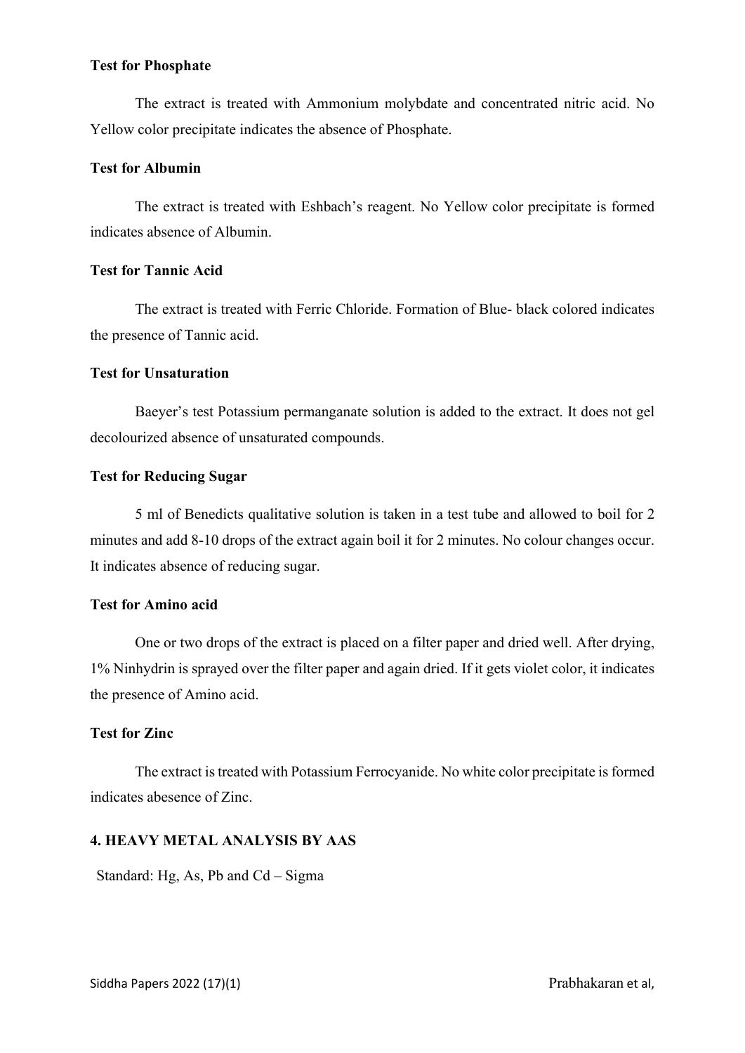**Test for Phosphate**

The extract is treated with Ammonium molybdate and concentrated nitric acid. No Yellow color precipitate indicates the absence of Phosphate.

**Test for Albumin**

The extract is treated with Eshbach's reagent. No Yellow color precipitate is formed indicates absence of Albumin.

**Test for Tannic Acid**

The extract is treated with Ferric Chloride. Formation of Blue- black colored indicates the presence of Tannic acid.

**Test for Unsaturation**

Baeyer's test Potassium permanganate solution is added to the extract. It does not gel decolourized absence of unsaturated compounds.

**Test for Reducing Sugar**

5 ml of Benedicts qualitative solution is taken in a test tube and allowed to boil for 2 minutes and add 8-10 drops of the extract again boil it for 2 minutes. No colour changes occur. It indicates absence of reducing sugar.

**Test for Amino acid**

One or two drops of the extract is placed on a filter paper and dried well. After drying, 1% Ninhydrin is sprayed over the filter paper and again dried. If it gets violet color, it indicates the presence of Amino acid.

**Test for Zinc**

The extract is treated with Potassium Ferrocyanide. No white color precipitate is formed indicates abesence of Zinc.

**4. HEAVY METAL ANALYSIS BY AAS**

Standard: Hg, As, Pb and Cd – Sigma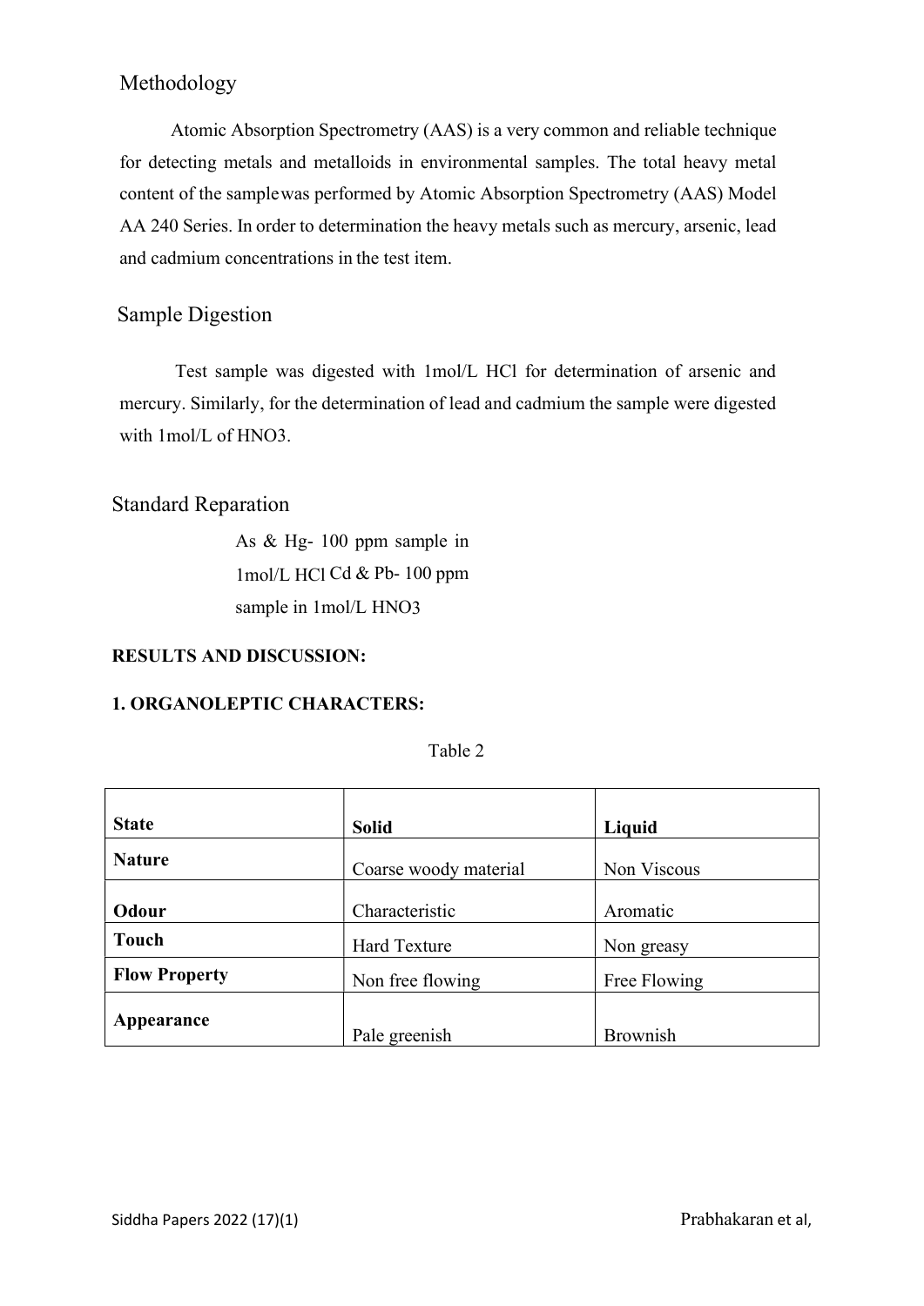## Methodology

Atomic Absorption Spectrometry (AAS) is a very common and reliable technique for detecting metals and metalloids in environmental samples. The total heavy metal content of the samplewas performed by Atomic Absorption Spectrometry (AAS) Model AA 240 Series. In order to determination the heavy metals such as mercury, arsenic, lead and cadmium concentrations in the test item.

## Sample Digestion

Test sample was digested with 1mol/L HCl for determination of arsenic and mercury. Similarly, for the determination of lead and cadmium the sample were digested with 1mol/L of $HNO_3$.

## Standard Reparation

As & Hg- 100 ppm sample in 1mol/L HCl Cd & Pb- 100 ppm sample in 1mol/L $HNO_3$

**RESULTS AND DISCUSSION:**

**1. ORGANOLEPTIC CHARACTERS:**

Table 2

| **State** | **Solid** | **Liquid** |
|---|---|---|
| **Nature** | Coarse woody material | Non Viscous |
| **Odour** | Characteristic | Aromatic |
| **Touch** | Hard Texture | Non greasy |
| **Flow Property** | Non free flowing | Free Flowing |
| **Appearance** | Pale greenish | Brownish |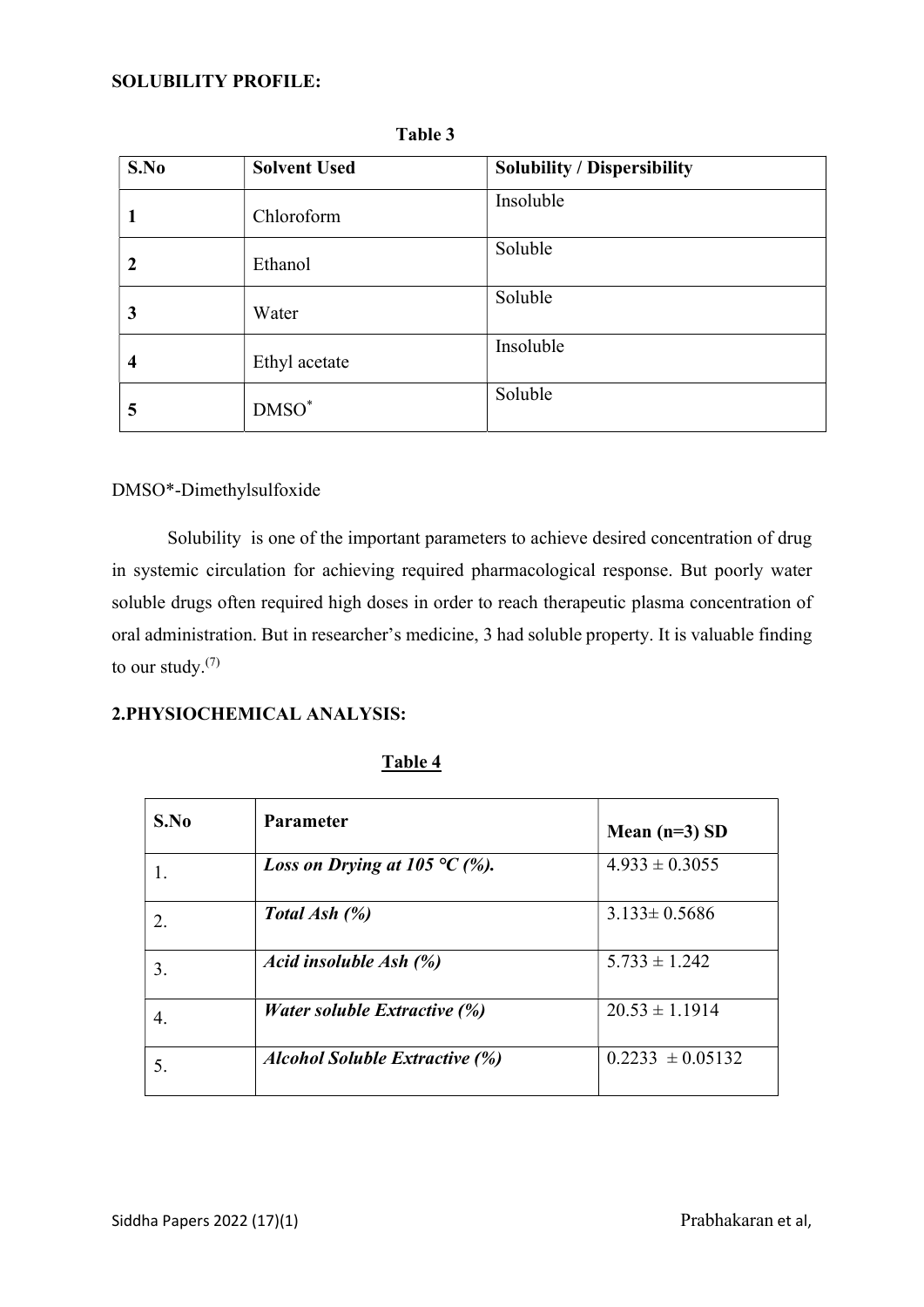## SOLUBILITY PROFILE:

**Table 3**

| S.No | Solvent Used | Solubility / Dispersibility |
|---|---|---|
| 1 | Chloroform | Insoluble |
| 2 | Ethanol | Soluble |
| 3 | Water | Soluble |
| 4 | Ethyl acetate | Insoluble |
| 5 | DMSO* | Soluble |

DMSO*-Dimethylsulfoxide

Solubility is one of the important parameters to achieve desired concentration of drug in systemic circulation for achieving required pharmacological response. But poorly water soluble drugs often required high doses in order to reach therapeutic plasma concentration of oral administration. But in researcher's medicine, 3 had soluble property. It is valuable finding to our study.[7]

## 2.PHYSIOCHEMICAL ANALYSIS:

**Table 4**

| S.No | Parameter | Mean (n=3) SD |
|---|---|---|
| 1. | ***Loss on Drying at 105 °C (%).*** | 4.933 ± 0.3055 |
| 2. | ***Total Ash (%)*** | 3.133± 0.5686 |
| 3. | ***Acid insoluble Ash (%)*** | 5.733 ± 1.242 |
| 4. | ***Water soluble Extractive (%)*** | 20.53 ± 1.1914 |
| 5. | ***Alcohol Soluble Extractive (%)*** | 0.2233 ± 0.05132 |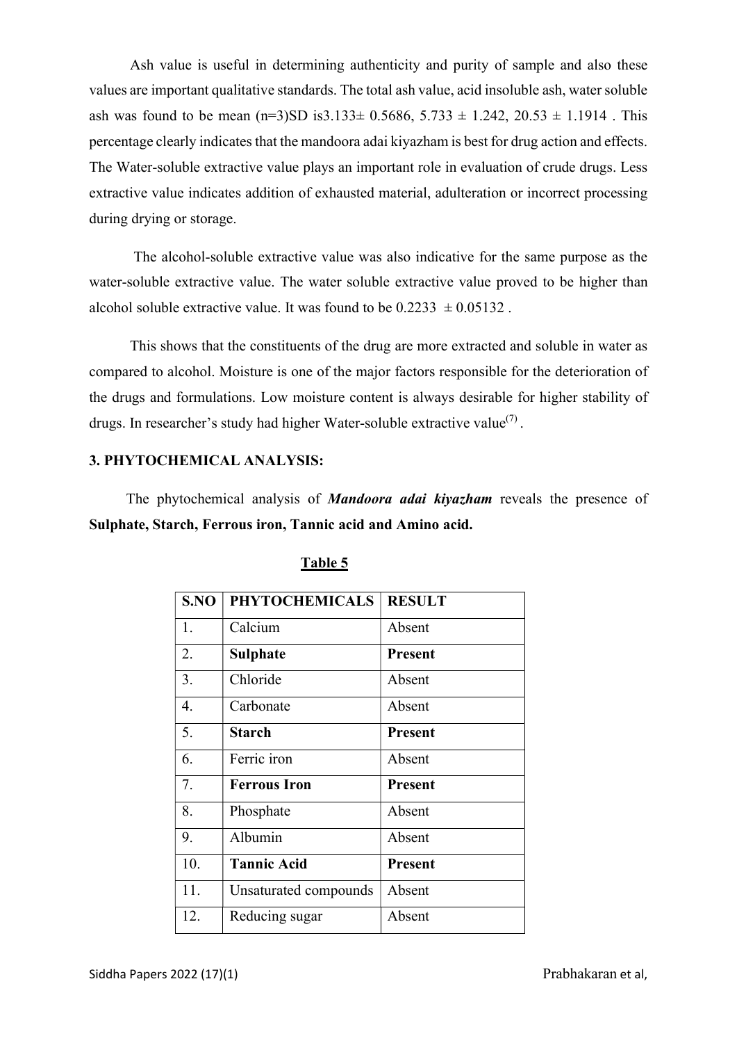Ash value is useful in determining authenticity and purity of sample and also these values are important qualitative standards. The total ash value, acid insoluble ash, water soluble ash was found to be mean (n=3)SD is3.133± 0.5686, 5.733 ± 1.242, 20.53 ± 1.1914 . This percentage clearly indicates that the mandoora adai kiyazham is best for drug action and effects. The Water-soluble extractive value plays an important role in evaluation of crude drugs. Less extractive value indicates addition of exhausted material, adulteration or incorrect processing during drying or storage.

The alcohol-soluble extractive value was also indicative for the same purpose as the water-soluble extractive value. The water soluble extractive value proved to be higher than alcohol soluble extractive value. It was found to be 0.2233 ± 0.05132 .

This shows that the constituents of the drug are more extracted and soluble in water as compared to alcohol. Moisture is one of the major factors responsible for the deterioration of the drugs and formulations. Low moisture content is always desirable for higher stability of drugs. In researcher's study had higher Water-soluble extractive value[7] .

## 3. PHYTOCHEMICAL ANALYSIS:

The phytochemical analysis of ***Mandoora adai kiyazham*** reveals the presence of **Sulphate, Starch, Ferrous iron, Tannic acid and Amino acid.**

**Table 5**

| S.NO | PHYTOCHEMICALS | RESULT |
|---|---|---|
| 1. | Calcium | Absent |
| 2. | **Sulphate** | **Present** |
| 3. | Chloride | Absent |
| 4. | Carbonate | Absent |
| 5. | **Starch** | **Present** |
| 6. | Ferric iron | Absent |
| 7. | **Ferrous Iron** | **Present** |
| 8. | Phosphate | Absent |
| 9. | Albumin | Absent |
| 10. | **Tannic Acid** | **Present** |
| 11. | Unsaturated compounds | Absent |
| 12. | Reducing sugar | Absent |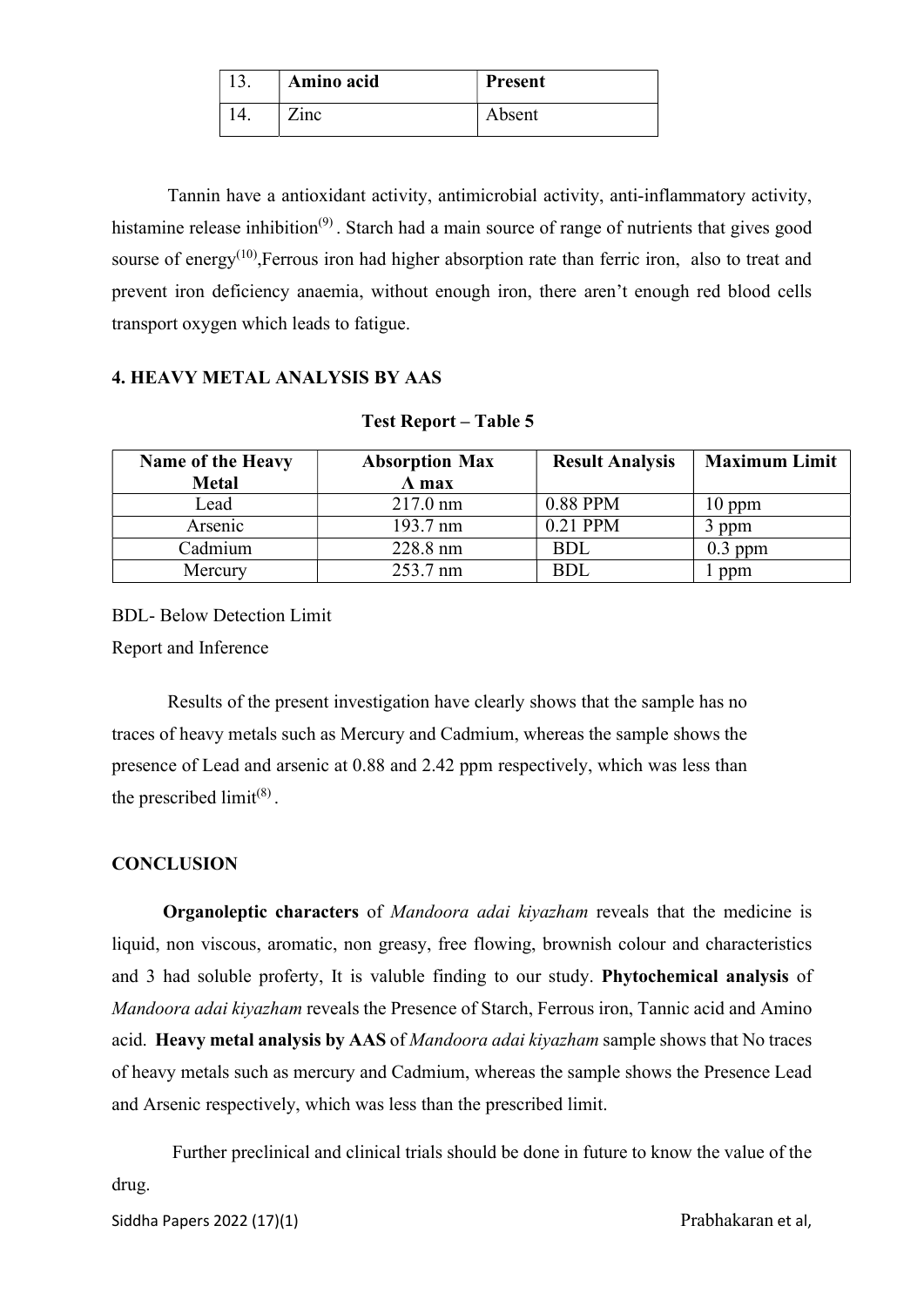| 13. | **Amino acid** | **Present** |
|---|---|---|
| 14. | Zinc | Absent |

Tannin have a antioxidant activity, antimicrobial activity, anti-inflammatory activity, histamine release inhibition[9] . Starch had a main source of range of nutrients that gives good sourse of energy[10],Ferrous iron had higher absorption rate than ferric iron, also to treat and prevent iron deficiency anaemia, without enough iron, there aren't enough red blood cells transport oxygen which leads to fatigue.

## 4. HEAVY METAL ANALYSIS BY AAS

**Test Report – Table 5**

| Name of the Heavy Metal | Absorption Max Λ max | Result Analysis | Maximum Limit |
|---|---|---|---|
| Lead | 217.0 nm | 0.88 PPM | 10 ppm |
| Arsenic | 193.7 nm | 0.21 PPM | 3 ppm |
| Cadmium | 228.8 nm | BDL | 0.3 ppm |
| Mercury | 253.7 nm | BDL | 1 ppm |

BDL- Below Detection Limit

Report and Inference

Results of the present investigation have clearly shows that the sample has no traces of heavy metals such as Mercury and Cadmium, whereas the sample shows the presence of Lead and arsenic at 0.88 and 2.42 ppm respectively, which was less than the prescribed limit[8] .

## CONCLUSION

**Organoleptic characters** of *Mandoora adai kiyazham* reveals that the medicine is liquid, non viscous, aromatic, non greasy, free flowing, brownish colour and characteristics and 3 had soluble proferty, It is valuble finding to our study. **Phytochemical analysis** of *Mandoora adai kiyazham* reveals the Presence of Starch, Ferrous iron, Tannic acid and Amino acid. **Heavy metal analysis by AAS** of *Mandoora adai kiyazham* sample shows that No traces of heavy metals such as mercury and Cadmium, whereas the sample shows the Presence Lead and Arsenic respectively, which was less than the prescribed limit.

Further preclinical and clinical trials should be done in future to know the value of the drug.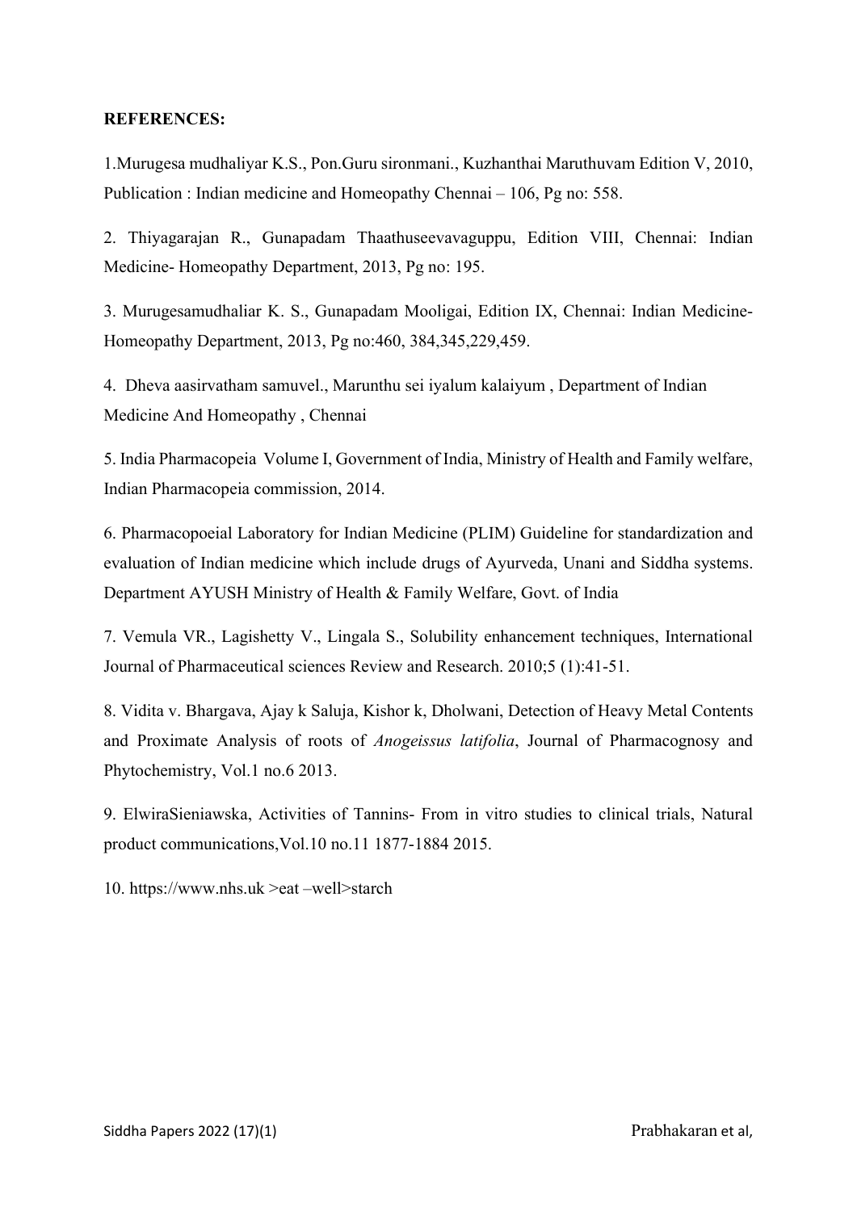**REFERENCES:**

1.Murugesa mudhaliyar K.S., Pon.Guru sironmani., Kuzhanthai Maruthuvam Edition V, 2010, Publication : Indian medicine and Homeopathy Chennai – 106, Pg no: 558.

2. Thiyagarajan R., Gunapadam Thaathuseevavaguppu, Edition VIII, Chennai: Indian Medicine- Homeopathy Department, 2013, Pg no: 195.

3. Murugesamudhaliar K. S., Gunapadam Mooligai, Edition IX, Chennai: Indian Medicine-Homeopathy Department, 2013, Pg no:460, 384,345,229,459.

4. Dheva aasirvatham samuvel., Marunthu sei iyalum kalaiyum , Department of Indian Medicine And Homeopathy , Chennai

5. India Pharmacopeia Volume I, Government of India, Ministry of Health and Family welfare, Indian Pharmacopeia commission, 2014.

6. Pharmacopoeial Laboratory for Indian Medicine (PLIM) Guideline for standardization and evaluation of Indian medicine which include drugs of Ayurveda, Unani and Siddha systems. Department AYUSH Ministry of Health & Family Welfare, Govt. of India

7. Vemula VR., Lagishetty V., Lingala S., Solubility enhancement techniques, International Journal of Pharmaceutical sciences Review and Research. 2010;5 (1):41-51.

8. Vidita v. Bhargava, Ajay k Saluja, Kishor k, Dholwani, Detection of Heavy Metal Contents and Proximate Analysis of roots of *Anogeissus latifolia*, Journal of Pharmacognosy and Phytochemistry, Vol.1 no.6 2013.

9. ElwiraSieniawska, Activities of Tannins- From in vitro studies to clinical trials, Natural product communications,Vol.10 no.11 1877-1884 2015.

10. https://www.nhs.uk >eat –well>starch